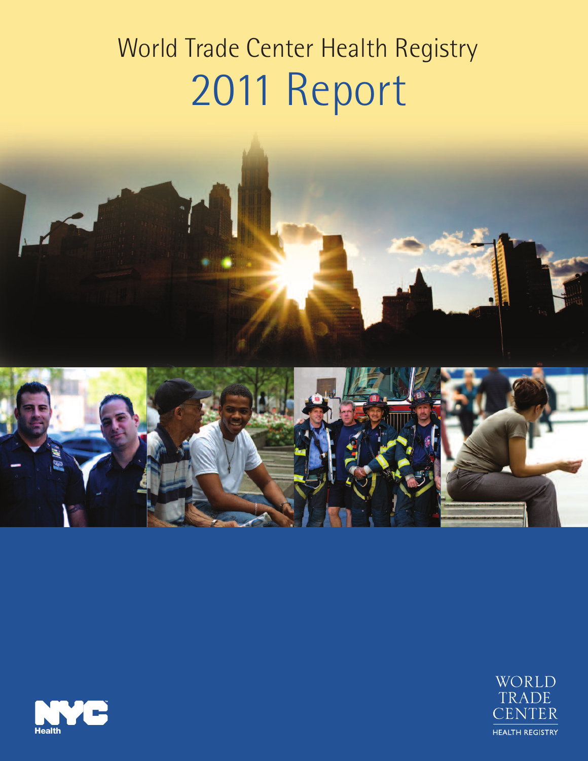# World Trade Center Health Registry

# 2011 Report

NYC Health

WORLD TRADE CENTER HEALTH REGISTRY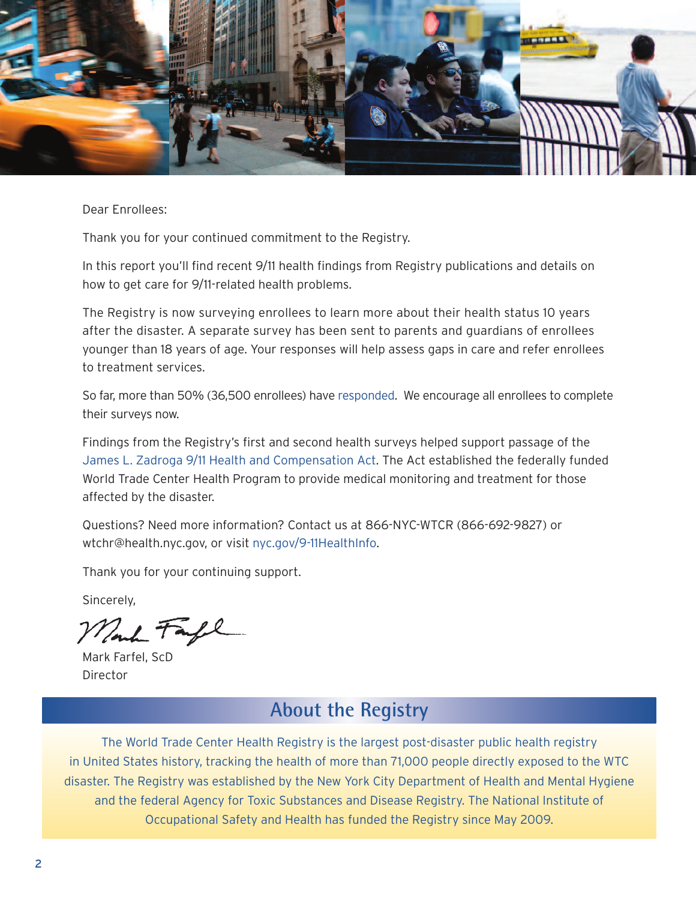Dear Enrollees:

Thank you for your continued commitment to the Registry.

In this report you'll find recent 9/11 health findings from Registry publications and details on how to get care for 9/11-related health problems.

The Registry is now surveying enrollees to learn more about their health status 10 years after the disaster. A separate survey has been sent to parents and guardians of enrollees younger than 18 years of age. Your responses will help assess gaps in care and refer enrollees to treatment services.

So far, more than 50% (36,500 enrollees) have responded. We encourage all enrollees to complete their surveys now.

Findings from the Registry's first and second health surveys helped support passage of the James L. Zadroga 9/11 Health and Compensation Act. The Act established the federally funded World Trade Center Health Program to provide medical monitoring and treatment for those affected by the disaster.

Questions? Need more information? Contact us at 866-NYC-WTCR (866-692-9827) or wtchr@health.nyc.gov, or visit nyc.gov/9-11HealthInfo.

Thank you for your continuing support.

Sincerely,

Mark Farfel, ScD
Director

## About the Registry

The World Trade Center Health Registry is the largest post-disaster public health registry in United States history, tracking the health of more than 71,000 people directly exposed to the WTC disaster. The Registry was established by the New York City Department of Health and Mental Hygiene and the federal Agency for Toxic Substances and Disease Registry. The National Institute of Occupational Safety and Health has funded the Registry since May 2009.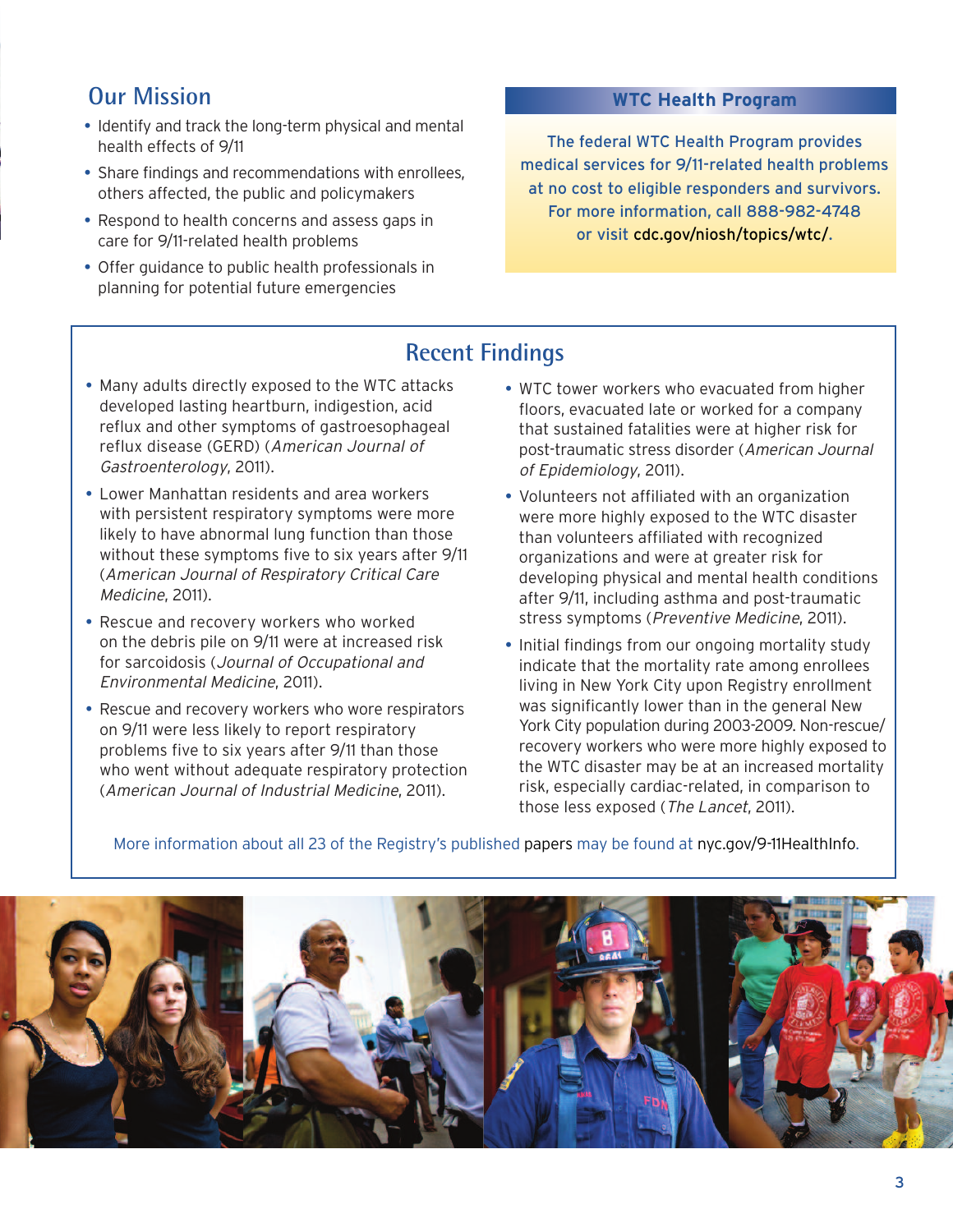## Our Mission

- Identify and track the long-term physical and mental health effects of 9/11
- Share findings and recommendations with enrollees, others affected, the public and policymakers
- Respond to health concerns and assess gaps in care for 9/11-related health problems
- Offer guidance to public health professionals in planning for potential future emergencies

### WTC Health Program

The federal WTC Health Program provides medical services for 9/11-related health problems at no cost to eligible responders and survivors. For more information, call 888-982-4748 or visit cdc.gov/niosh/topics/wtc/.

## Recent Findings

- Many adults directly exposed to the WTC attacks developed lasting heartburn, indigestion, acid reflux and other symptoms of gastroesophageal reflux disease (GERD) (*American Journal of Gastroenterology*, 2011).
- Lower Manhattan residents and area workers with persistent respiratory symptoms were more likely to have abnormal lung function than those without these symptoms five to six years after 9/11 (*American Journal of Respiratory Critical Care Medicine*, 2011).
- Rescue and recovery workers who worked on the debris pile on 9/11 were at increased risk for sarcoidosis (*Journal of Occupational and Environmental Medicine*, 2011).
- Rescue and recovery workers who wore respirators on 9/11 were less likely to report respiratory problems five to six years after 9/11 than those who went without adequate respiratory protection (*American Journal of Industrial Medicine*, 2011).
- WTC tower workers who evacuated from higher floors, evacuated late or worked for a company that sustained fatalities were at higher risk for post-traumatic stress disorder (*American Journal of Epidemiology*, 2011).
- Volunteers not affiliated with an organization were more highly exposed to the WTC disaster than volunteers affiliated with recognized organizations and were at greater risk for developing physical and mental health conditions after 9/11, including asthma and post-traumatic stress symptoms (*Preventive Medicine*, 2011).
- Initial findings from our ongoing mortality study indicate that the mortality rate among enrollees living in New York City upon Registry enrollment was significantly lower than in the general New York City population during 2003-2009. Non-rescue/recovery workers who were more highly exposed to the WTC disaster may be at an increased mortality risk, especially cardiac-related, in comparison to those less exposed (*The Lancet*, 2011).

More information about all 23 of the Registry's published papers may be found at nyc.gov/9-11HealthInfo.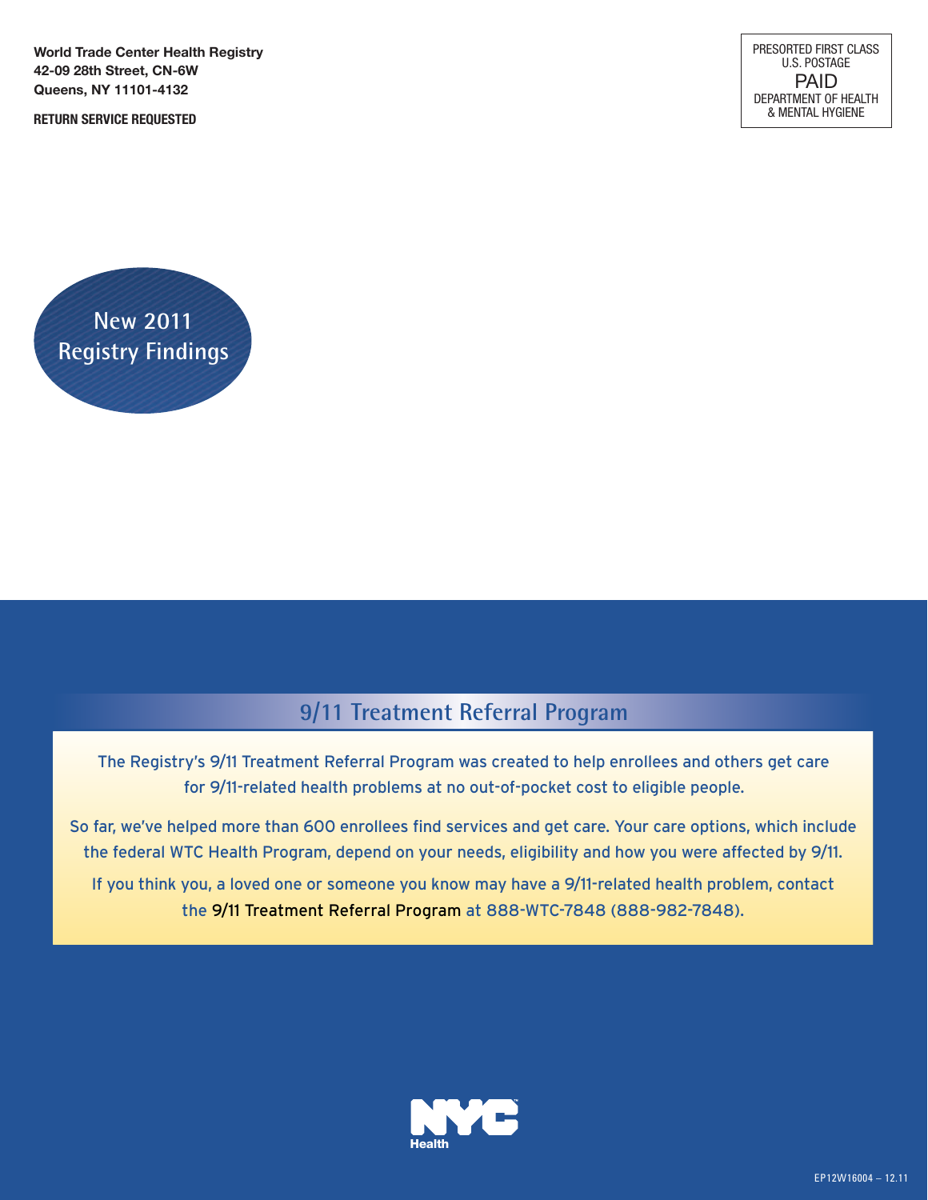**World Trade Center Health Registry**
**42-09 28th Street, CN-6W**
**Queens, NY 11101-4132**

**RETURN SERVICE REQUESTED**

PRESORTED FIRST CLASS
U.S. POSTAGE
PAID
DEPARTMENT OF HEALTH
& MENTAL HYGIENE

New 2011
Registry Findings

## 9/11 Treatment Referral Program

The Registry's 9/11 Treatment Referral Program was created to help enrollees and others get care for 9/11-related health problems at no out-of-pocket cost to eligible people.

So far, we've helped more than 600 enrollees find services and get care. Your care options, which include the federal WTC Health Program, depend on your needs, eligibility and how you were affected by 9/11.

If you think you, a loved one or someone you know may have a 9/11-related health problem, contact the 9/11 Treatment Referral Program at 888-WTC-7848 (888-982-7848).

NYC Health

EP12W16004 – 12.11